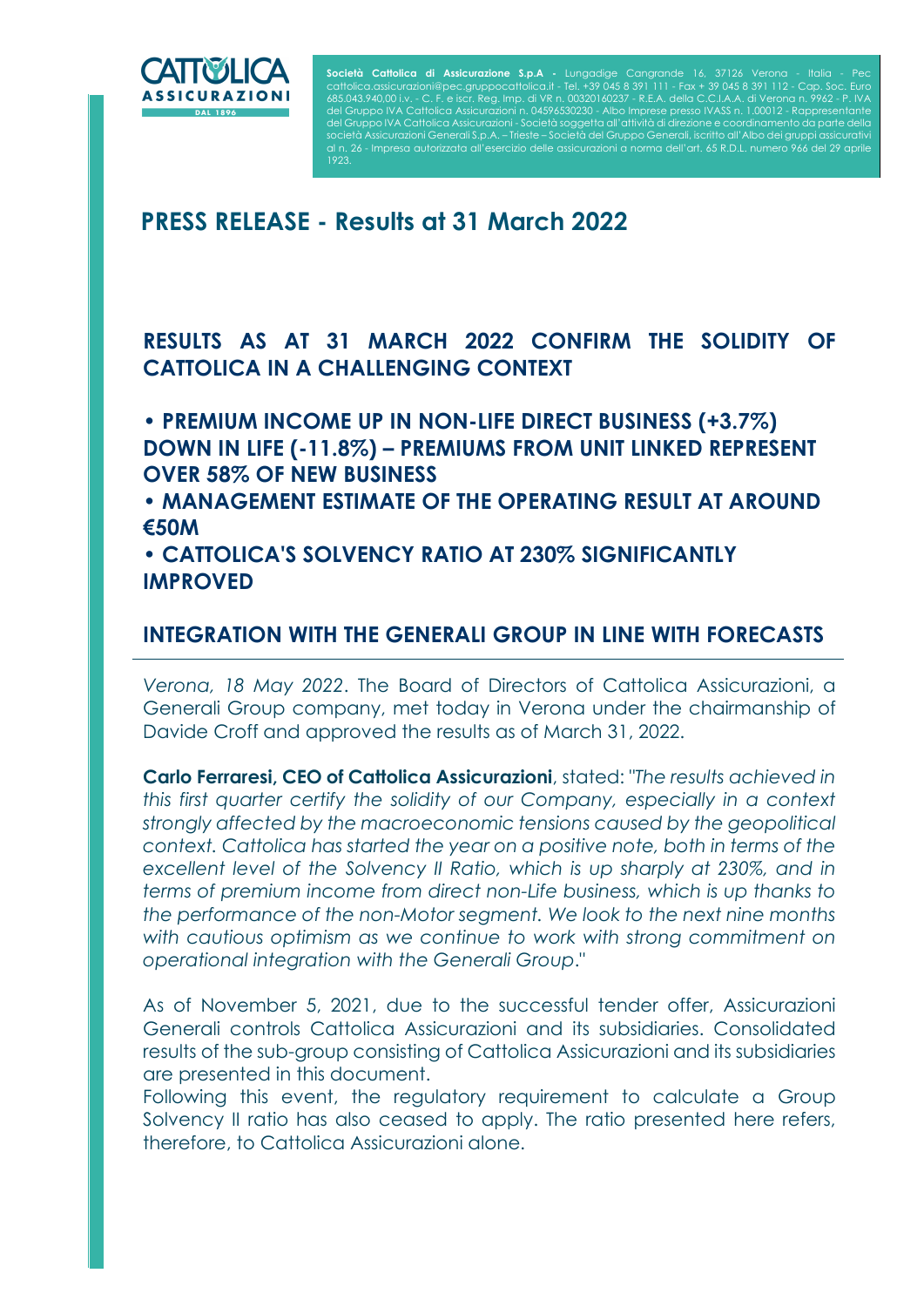**Società Cattolica di Assicurazione S.p.A** - Lungadige Cangrande 16, 37126 Verona - Italia - Pec cattolica.assicurazioni@pec.gruppocattolica.it - Tel. +39 045 8 391 111 - Fax + 39 045 8 391 112 - Cap. Soc. Euro 685.043.940,00 i.v. - C. F. e iscr. Reg. Imp. di VR n. 00320160237 - R.E.A. della C.C.I.A.A. di Verona n. 9962 - P. IVA del Gruppo IVA Cattolica Assicurazioni n. 04596530230 - Albo Imprese presso IVASS n. 1.00012 - Rappresentante del Gruppo IVA Cattolica Assicurazioni - Società soggetta all'attività di direzione e coordinamento da parte della società Assicurazioni Generali S.p.A. – Trieste – Società del Gruppo Generali, iscritto all'Albo dei gruppi assicurativi al n. 26 - Impresa autorizzata all'esercizio delle assicurazioni a norma dell'art. 65 R.D.L. numero 966 del 29 aprile 1923.

# PRESS RELEASE - Results at 31 March 2022

## RESULTS AS AT 31 MARCH 2022 CONFIRM THE SOLIDITY OF CATTOLICA IN A CHALLENGING CONTEXT

- **PREMIUM INCOME UP IN NON-LIFE DIRECT BUSINESS (+3.7%) DOWN IN LIFE (-11.8%) – PREMIUMS FROM UNIT LINKED REPRESENT OVER 58% OF NEW BUSINESS**
- **MANAGEMENT ESTIMATE OF THE OPERATING RESULT AT AROUND €50M**
- **CATTOLICA'S SOLVENCY RATIO AT 230% SIGNIFICANTLY IMPROVED**

## INTEGRATION WITH THE GENERALI GROUP IN LINE WITH FORECASTS

*Verona, 18 May 2022*. The Board of Directors of Cattolica Assicurazioni, a Generali Group company, met today in Verona under the chairmanship of Davide Croff and approved the results as of March 31, 2022.

**Carlo Ferraresi, CEO of Cattolica Assicurazioni**, stated: "*The results achieved in this first quarter certify the solidity of our Company, especially in a context strongly affected by the macroeconomic tensions caused by the geopolitical context. Cattolica has started the year on a positive note, both in terms of the excellent level of the Solvency II Ratio, which is up sharply at 230%, and in terms of premium income from direct non-Life business, which is up thanks to the performance of the non-Motor segment. We look to the next nine months with cautious optimism as we continue to work with strong commitment on operational integration with the Generali Group*."

As of November 5, 2021, due to the successful tender offer, Assicurazioni Generali controls Cattolica Assicurazioni and its subsidiaries. Consolidated results of the sub-group consisting of Cattolica Assicurazioni and its subsidiaries are presented in this document.

Following this event, the regulatory requirement to calculate a Group Solvency II ratio has also ceased to apply. The ratio presented here refers, therefore, to Cattolica Assicurazioni alone.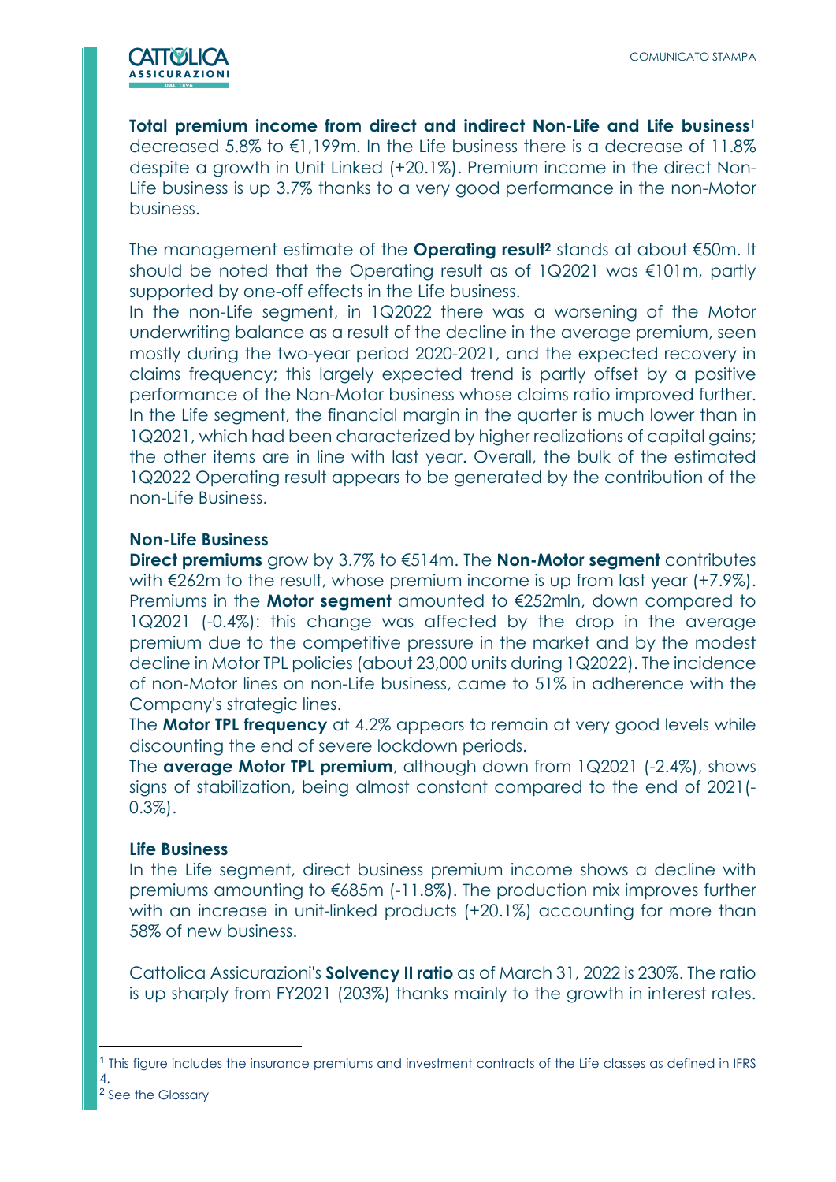**Total premium income from direct and indirect Non-Life and Life business**[1] decreased 5.8% to €1,199m. In the Life business there is a decrease of 11.8% despite a growth in Unit Linked (+20.1%). Premium income in the direct Non-Life business is up 3.7% thanks to a very good performance in the non-Motor business.

The management estimate of the **Operating result**[2] stands at about €50m. It should be noted that the Operating result as of 1Q2021 was €101m, partly supported by one-off effects in the Life business.
In the non-Life segment, in 1Q2022 there was a worsening of the Motor underwriting balance as a result of the decline in the average premium, seen mostly during the two-year period 2020-2021, and the expected recovery in claims frequency; this largely expected trend is partly offset by a positive performance of the Non-Motor business whose claims ratio improved further. In the Life segment, the financial margin in the quarter is much lower than in 1Q2021, which had been characterized by higher realizations of capital gains; the other items are in line with last year. Overall, the bulk of the estimated 1Q2022 Operating result appears to be generated by the contribution of the non-Life Business.

**Non-Life Business**
**Direct premiums** grow by 3.7% to €514m. The **Non-Motor segment** contributes with €262m to the result, whose premium income is up from last year (+7.9%). Premiums in the **Motor segment** amounted to €252mln, down compared to 1Q2021 (-0.4%): this change was affected by the drop in the average premium due to the competitive pressure in the market and by the modest decline in Motor TPL policies (about 23,000 units during 1Q2022). The incidence of non-Motor lines on non-Life business, came to 51% in adherence with the Company's strategic lines.
The **Motor TPL frequency** at 4.2% appears to remain at very good levels while discounting the end of severe lockdown periods.
The **average Motor TPL premium**, although down from 1Q2021 (-2.4%), shows signs of stabilization, being almost constant compared to the end of 2021(-0.3%).

**Life Business**
In the Life segment, direct business premium income shows a decline with premiums amounting to €685m (-11.8%). The production mix improves further with an increase in unit-linked products (+20.1%) accounting for more than 58% of new business.

Cattolica Assicurazioni's **Solvency II ratio** as of March 31, 2022 is 230%. The ratio is up sharply from FY2021 (203%) thanks mainly to the growth in interest rates.

---

[1] This figure includes the insurance premiums and investment contracts of the Life classes as defined in IFRS 4.
[2] See the Glossary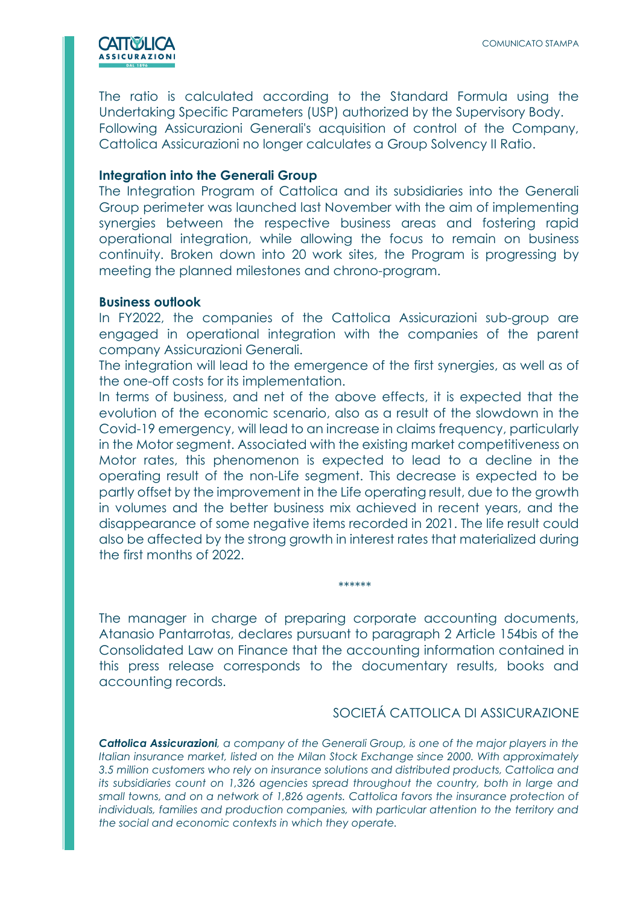The ratio is calculated according to the Standard Formula using the Undertaking Specific Parameters (USP) authorized by the Supervisory Body.
Following Assicurazioni Generali's acquisition of control of the Company, Cattolica Assicurazioni no longer calculates a Group Solvency II Ratio.

**Integration into the Generali Group**

The Integration Program of Cattolica and its subsidiaries into the Generali Group perimeter was launched last November with the aim of implementing synergies between the respective business areas and fostering rapid operational integration, while allowing the focus to remain on business continuity. Broken down into 20 work sites, the Program is progressing by meeting the planned milestones and chrono-program.

**Business outlook**

In FY2022, the companies of the Cattolica Assicurazioni sub-group are engaged in operational integration with the companies of the parent company Assicurazioni Generali.
The integration will lead to the emergence of the first synergies, as well as of the one-off costs for its implementation.
In terms of business, and net of the above effects, it is expected that the evolution of the economic scenario, also as a result of the slowdown in the Covid-19 emergency, will lead to an increase in claims frequency, particularly in the Motor segment. Associated with the existing market competitiveness on Motor rates, this phenomenon is expected to lead to a decline in the operating result of the non-Life segment. This decrease is expected to be partly offset by the improvement in the Life operating result, due to the growth in volumes and the better business mix achieved in recent years, and the disappearance of some negative items recorded in 2021. The life result could also be affected by the strong growth in interest rates that materialized during the first months of 2022.

******

The manager in charge of preparing corporate accounting documents, Atanasio Pantarrotas, declares pursuant to paragraph 2 Article 154bis of the Consolidated Law on Finance that the accounting information contained in this press release corresponds to the documentary results, books and accounting records.

SOCIETÁ CATTOLICA DI ASSICURAZIONE

***Cattolica Assicurazioni****, a company of the Generali Group, is one of the major players in the Italian insurance market, listed on the Milan Stock Exchange since 2000. With approximately 3.5 million customers who rely on insurance solutions and distributed products, Cattolica and its subsidiaries count on 1,326 agencies spread throughout the country, both in large and small towns, and on a network of 1,826 agents. Cattolica favors the insurance protection of individuals, families and production companies, with particular attention to the territory and the social and economic contexts in which they operate.*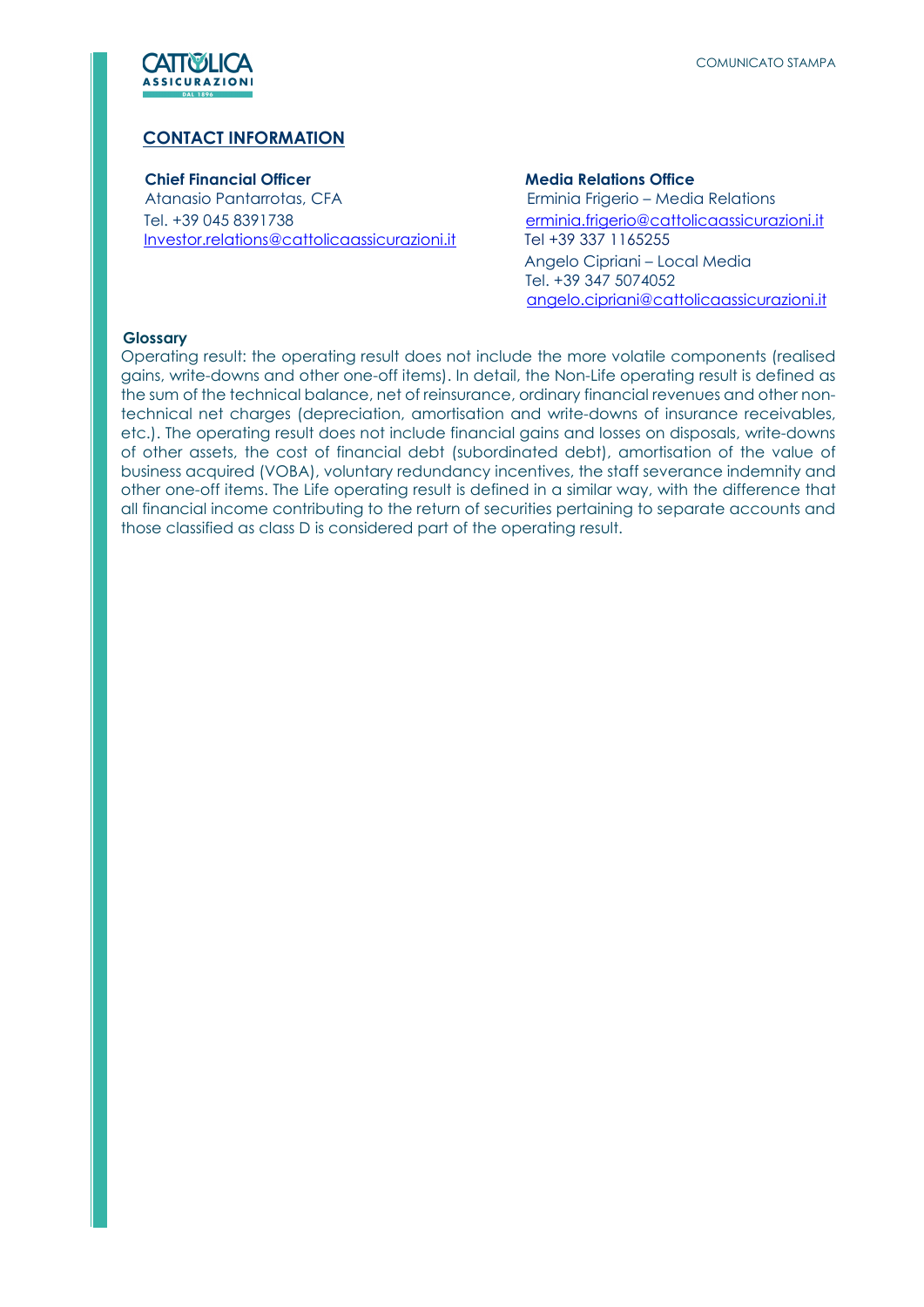## CONTACT INFORMATION

**Chief Financial Officer**
Atanasio Pantarrotas, CFA
Tel. +39 045 8391738
Investor.relations@cattolicaassicurazioni.it

**Media Relations Office**
Erminia Frigerio – Media Relations
erminia.frigerio@cattolicaassicurazioni.it
Tel +39 337 1165255
Angelo Cipriani – Local Media
Tel. +39 347 5074052
angelo.cipriani@cattolicaassicurazioni.it

**Glossary**

Operating result: the operating result does not include the more volatile components (realised gains, write-downs and other one-off items). In detail, the Non-Life operating result is defined as the sum of the technical balance, net of reinsurance, ordinary financial revenues and other non-technical net charges (depreciation, amortisation and write-downs of insurance receivables, etc.). The operating result does not include financial gains and losses on disposals, write-downs of other assets, the cost of financial debt (subordinated debt), amortisation of the value of business acquired (VOBA), voluntary redundancy incentives, the staff severance indemnity and other one-off items. The Life operating result is defined in a similar way, with the difference that all financial income contributing to the return of securities pertaining to separate accounts and those classified as class D is considered part of the operating result.